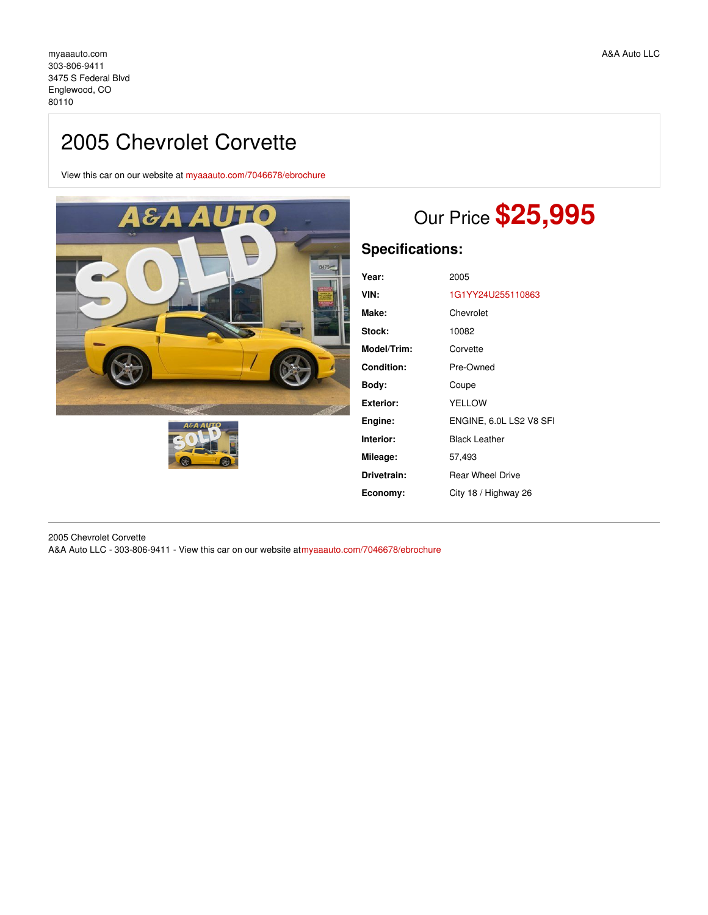myaaauto.com
303-806-9411
3475 S Federal Blvd
Englewood, CO
80110

A&A Auto LLC

# 2005 Chevrolet Corvette

View this car on our website at myaaauto.com/7046678/ebrochure

Our Price **$25,995**

## Specifications:

| | |
|---|---|
| **Year:** | 2005 |
| **VIN:** | 1G1YY24U255110863 |
| **Make:** | Chevrolet |
| **Stock:** | 10082 |
| **Model/Trim:** | Corvette |
| **Condition:** | Pre-Owned |
| **Body:** | Coupe |
| **Exterior:** | YELLOW |
| **Engine:** | ENGINE, 6.0L LS2 V8 SFI |
| **Interior:** | Black Leather |
| **Mileage:** | 57,493 |
| **Drivetrain:** | Rear Wheel Drive |
| **Economy:** | City 18 / Highway 26 |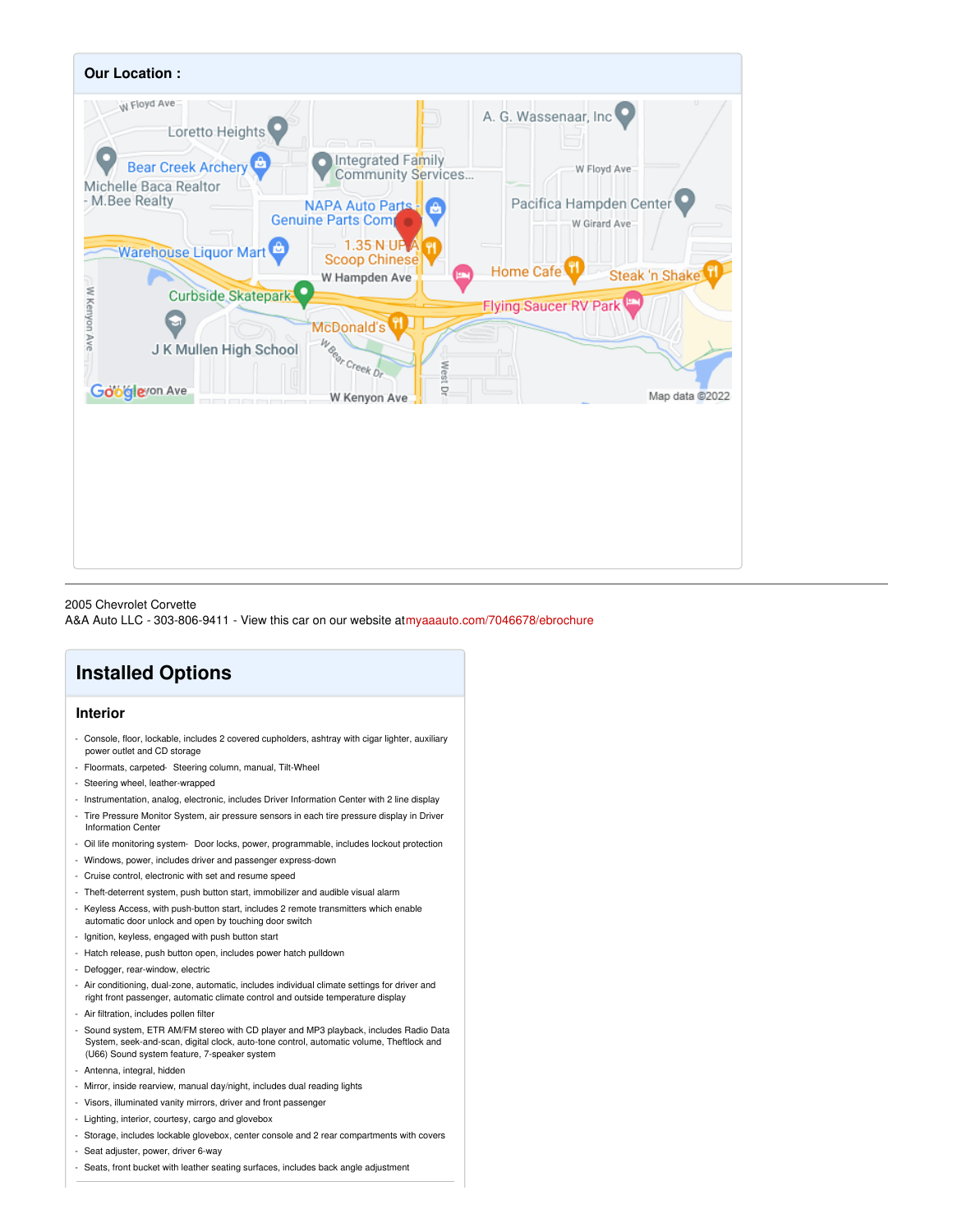## Our Location :

2005 Chevrolet Corvette
A&A Auto LLC - 303-806-9411 - View this car on our website atmyaaauto.com/7046678/ebrochure

# Installed Options

## Interior

- Console, floor, lockable, includes 2 covered cupholders, ashtray with cigar lighter, auxiliary power outlet and CD storage
- Floormats, carpeted- Steering column, manual, Tilt-Wheel
- Steering wheel, leather-wrapped
- Instrumentation, analog, electronic, includes Driver Information Center with 2 line display
- Tire Pressure Monitor System, air pressure sensors in each tire pressure display in Driver Information Center
- Oil life monitoring system- Door locks, power, programmable, includes lockout protection
- Windows, power, includes driver and passenger express-down
- Cruise control, electronic with set and resume speed
- Theft-deterrent system, push button start, immobilizer and audible visual alarm
- Keyless Access, with push-button start, includes 2 remote transmitters which enable automatic door unlock and open by touching door switch
- Ignition, keyless, engaged with push button start
- Hatch release, push button open, includes power hatch pulldown
- Defogger, rear-window, electric
- Air conditioning, dual-zone, automatic, includes individual climate settings for driver and right front passenger, automatic climate control and outside temperature display
- Air filtration, includes pollen filter
- Sound system, ETR AM/FM stereo with CD player and MP3 playback, includes Radio Data System, seek-and-scan, digital clock, auto-tone control, automatic volume, Theftlock and (U66) Sound system feature, 7-speaker system
- Antenna, integral, hidden
- Mirror, inside rearview, manual day/night, includes dual reading lights
- Visors, illuminated vanity mirrors, driver and front passenger
- Lighting, interior, courtesy, cargo and glovebox
- Storage, includes lockable glovebox, center console and 2 rear compartments with covers
- Seat adjuster, power, driver 6-way
- Seats, front bucket with leather seating surfaces, includes back angle adjustment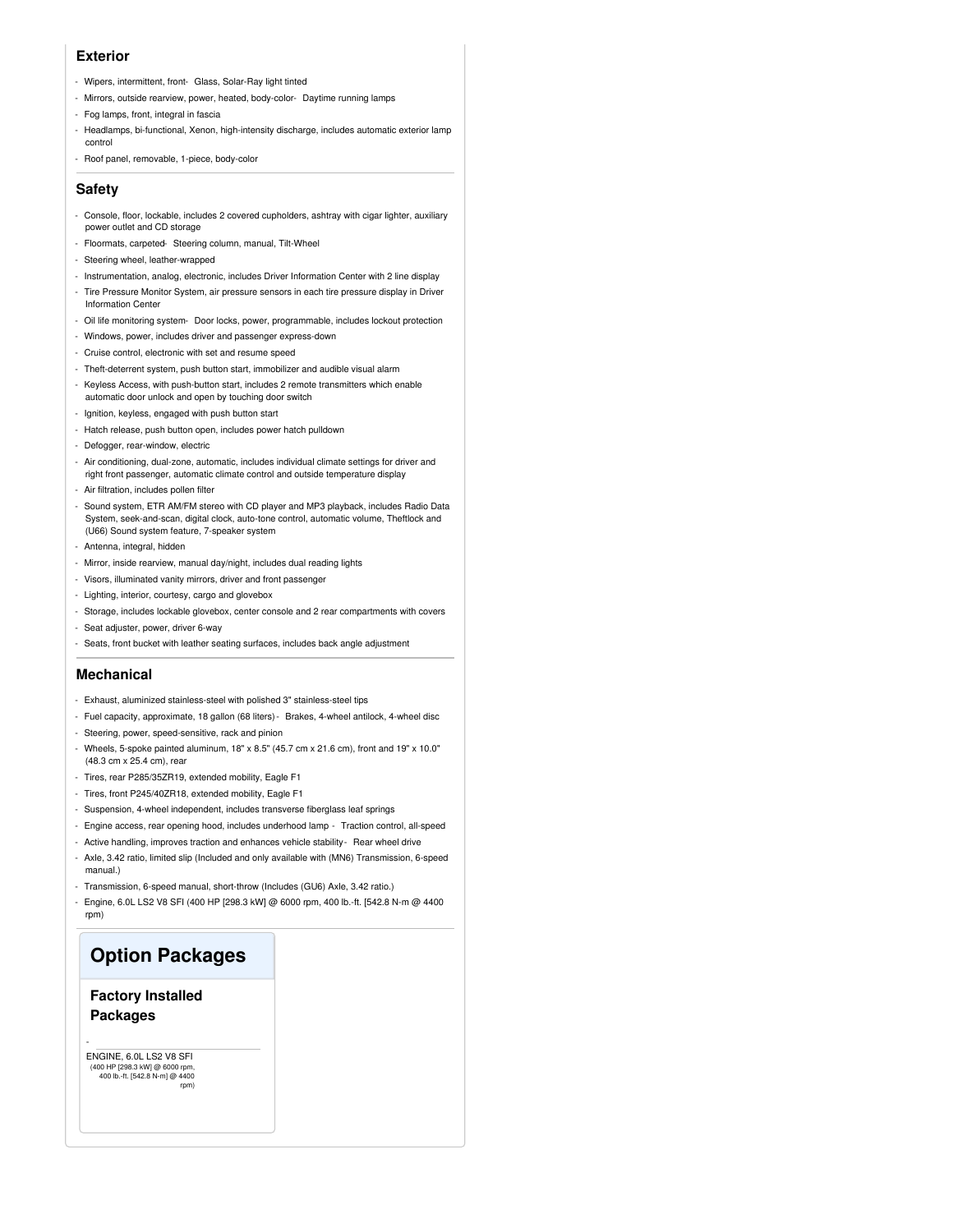### Exterior

- Wipers, intermittent, front- Glass, Solar-Ray light tinted
- Mirrors, outside rearview, power, heated, body-color- Daytime running lamps
- Fog lamps, front, integral in fascia
- Headlamps, bi-functional, Xenon, high-intensity discharge, includes automatic exterior lamp control
- Roof panel, removable, 1-piece, body-color

### Safety

- Console, floor, lockable, includes 2 covered cupholders, ashtray with cigar lighter, auxiliary power outlet and CD storage
- Floormats, carpeted- Steering column, manual, Tilt-Wheel
- Steering wheel, leather-wrapped
- Instrumentation, analog, electronic, includes Driver Information Center with 2 line display
- Tire Pressure Monitor System, air pressure sensors in each tire pressure display in Driver Information Center
- Oil life monitoring system- Door locks, power, programmable, includes lockout protection
- Windows, power, includes driver and passenger express-down
- Cruise control, electronic with set and resume speed
- Theft-deterrent system, push button start, immobilizer and audible visual alarm
- Keyless Access, with push-button start, includes 2 remote transmitters which enable automatic door unlock and open by touching door switch
- Ignition, keyless, engaged with push button start
- Hatch release, push button open, includes power hatch pulldown
- Defogger, rear-window, electric
- Air conditioning, dual-zone, automatic, includes individual climate settings for driver and right front passenger, automatic climate control and outside temperature display
- Air filtration, includes pollen filter
- Sound system, ETR AM/FM stereo with CD player and MP3 playback, includes Radio Data System, seek-and-scan, digital clock, auto-tone control, automatic volume, Theftlock and (U66) Sound system feature, 7-speaker system
- Antenna, integral, hidden
- Mirror, inside rearview, manual day/night, includes dual reading lights
- Visors, illuminated vanity mirrors, driver and front passenger
- Lighting, interior, courtesy, cargo and glovebox
- Storage, includes lockable glovebox, center console and 2 rear compartments with covers
- Seat adjuster, power, driver 6-way
- Seats, front bucket with leather seating surfaces, includes back angle adjustment

### Mechanical

- Exhaust, aluminized stainless-steel with polished 3" stainless-steel tips
- Fuel capacity, approximate, 18 gallon (68 liters)- Brakes, 4-wheel antilock, 4-wheel disc
- Steering, power, speed-sensitive, rack and pinion
- Wheels, 5-spoke painted aluminum, 18" x 8.5" (45.7 cm x 21.6 cm), front and 19" x 10.0" (48.3 cm x 25.4 cm), rear
- Tires, rear P285/35ZR19, extended mobility, Eagle F1
- Tires, front P245/40ZR18, extended mobility, Eagle F1
- Suspension, 4-wheel independent, includes transverse fiberglass leaf springs
- Engine access, rear opening hood, includes underhood lamp - Traction control, all-speed
- Active handling, improves traction and enhances vehicle stability- Rear wheel drive
- Axle, 3.42 ratio, limited slip (Included and only available with (MN6) Transmission, 6-speed manual.)
- Transmission, 6-speed manual, short-throw (Includes (GU6) Axle, 3.42 ratio.)
- Engine, 6.0L LS2 V8 SFI (400 HP [298.3 kW] @ 6000 rpm, 400 lb.-ft. [542.8 N-m @ 4400 rpm)

## Option Packages

### Factory Installed Packages

-

ENGINE, 6.0L LS2 V8 SFI
(400 HP [298.3 kW] @ 6000 rpm, 400 lb.-ft. [542.8 N-m] @ 4400 rpm)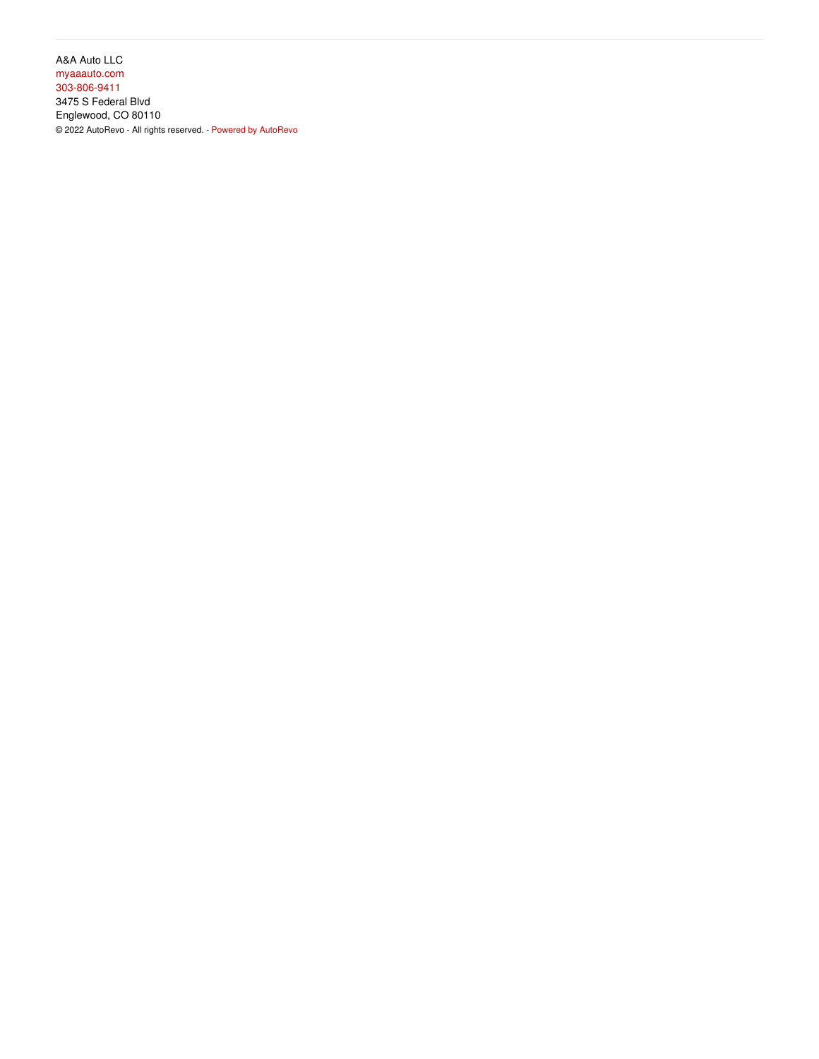A&A Auto LLC
myaaauto.com
303-806-9411
3475 S Federal Blvd
Englewood, CO 80110
© 2022 AutoRevo - All rights reserved. - Powered by AutoRevo